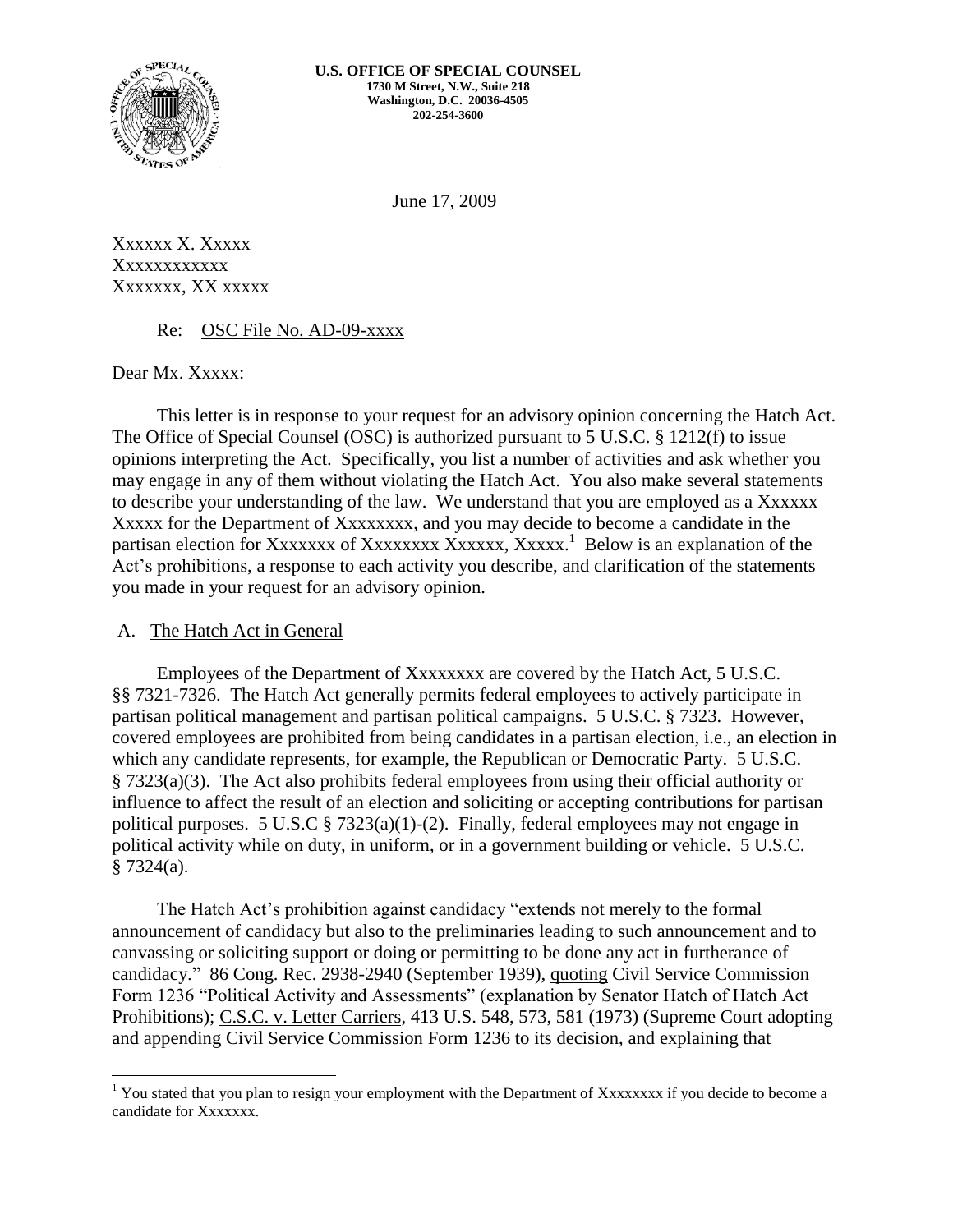**U.S. OFFICE OF SPECIAL COUNSEL**
**1730 M Street, N.W., Suite 218**
**Washington, D.C. 20036-4505**
**202-254-3600**

June 17, 2009

Xxxxxx X. Xxxxx
Xxxxxxxxxxxx
Xxxxxxx, XX xxxxx

Re: OSC File No. AD-09-xxxx

Dear Mx. Xxxxx:

This letter is in response to your request for an advisory opinion concerning the Hatch Act. The Office of Special Counsel (OSC) is authorized pursuant to 5 U.S.C. § 1212(f) to issue opinions interpreting the Act. Specifically, you list a number of activities and ask whether you may engage in any of them without violating the Hatch Act. You also make several statements to describe your understanding of the law. We understand that you are employed as a Xxxxxx Xxxxx for the Department of Xxxxxxxx, and you may decide to become a candidate in the partisan election for Xxxxxxx of Xxxxxxxx Xxxxxx, Xxxxx.[1] Below is an explanation of the Act's prohibitions, a response to each activity you describe, and clarification of the statements you made in your request for an advisory opinion.

## A. The Hatch Act in General

Employees of the Department of Xxxxxxxx are covered by the Hatch Act, 5 U.S.C. §§ 7321-7326. The Hatch Act generally permits federal employees to actively participate in partisan political management and partisan political campaigns. 5 U.S.C. § 7323. However, covered employees are prohibited from being candidates in a partisan election, i.e., an election in which any candidate represents, for example, the Republican or Democratic Party. 5 U.S.C. § 7323(a)(3). The Act also prohibits federal employees from using their official authority or influence to affect the result of an election and soliciting or accepting contributions for partisan political purposes. 5 U.S.C § 7323(a)(1)-(2). Finally, federal employees may not engage in political activity while on duty, in uniform, or in a government building or vehicle. 5 U.S.C. § 7324(a).

The Hatch Act's prohibition against candidacy "extends not merely to the formal announcement of candidacy but also to the preliminaries leading to such announcement and to canvassing or soliciting support or doing or permitting to be done any act in furtherance of candidacy." 86 Cong. Rec. 2938-2940 (September 1939), quoting Civil Service Commission Form 1236 "Political Activity and Assessments" (explanation by Senator Hatch of Hatch Act Prohibitions); C.S.C. v. Letter Carriers, 413 U.S. 548, 573, 581 (1973) (Supreme Court adopting and appending Civil Service Commission Form 1236 to its decision, and explaining that

---

[1] You stated that you plan to resign your employment with the Department of Xxxxxxxx if you decide to become a candidate for Xxxxxxx.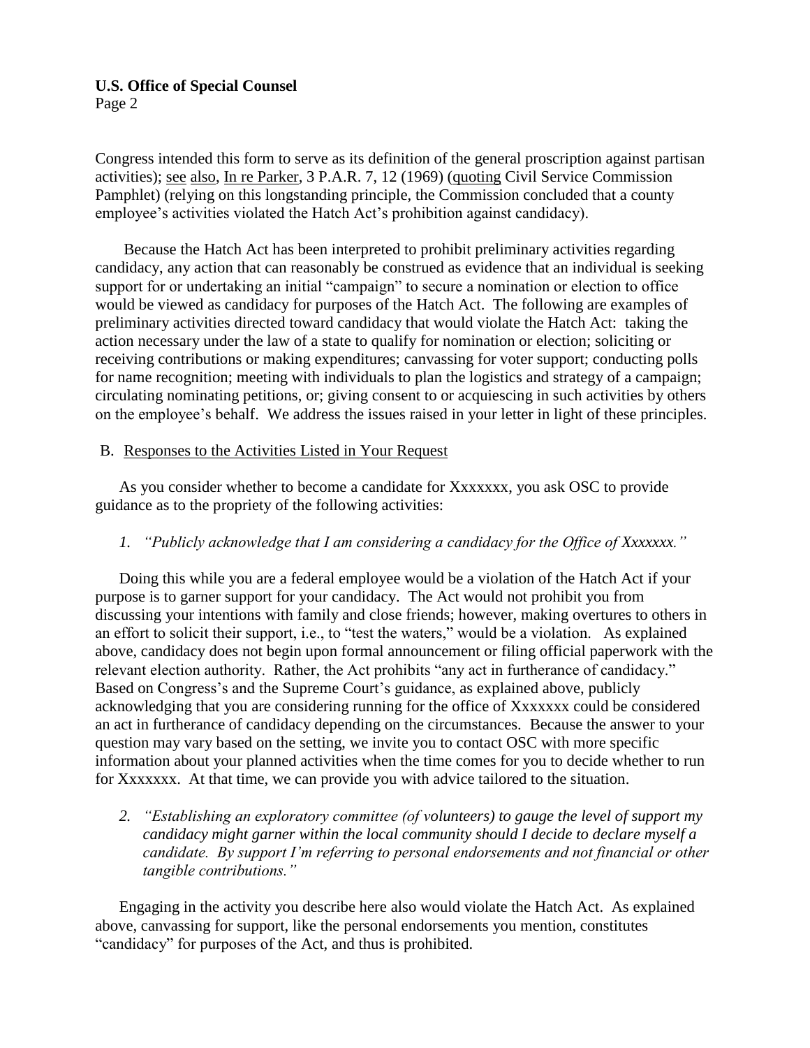Congress intended this form to serve as its definition of the general proscription against partisan activities); see also, In re Parker, 3 P.A.R. 7, 12 (1969) (quoting Civil Service Commission Pamphlet) (relying on this longstanding principle, the Commission concluded that a county employee's activities violated the Hatch Act's prohibition against candidacy).

Because the Hatch Act has been interpreted to prohibit preliminary activities regarding candidacy, any action that can reasonably be construed as evidence that an individual is seeking support for or undertaking an initial "campaign" to secure a nomination or election to office would be viewed as candidacy for purposes of the Hatch Act. The following are examples of preliminary activities directed toward candidacy that would violate the Hatch Act: taking the action necessary under the law of a state to qualify for nomination or election; soliciting or receiving contributions or making expenditures; canvassing for voter support; conducting polls for name recognition; meeting with individuals to plan the logistics and strategy of a campaign; circulating nominating petitions, or; giving consent to or acquiescing in such activities by others on the employee's behalf. We address the issues raised in your letter in light of these principles.

B. Responses to the Activities Listed in Your Request

As you consider whether to become a candidate for Xxxxxxx, you ask OSC to provide guidance as to the propriety of the following activities:

1. *"Publicly acknowledge that I am considering a candidacy for the Office of Xxxxxxx."*

Doing this while you are a federal employee would be a violation of the Hatch Act if your purpose is to garner support for your candidacy. The Act would not prohibit you from discussing your intentions with family and close friends; however, making overtures to others in an effort to solicit their support, i.e., to "test the waters," would be a violation. As explained above, candidacy does not begin upon formal announcement or filing official paperwork with the relevant election authority. Rather, the Act prohibits "any act in furtherance of candidacy." Based on Congress's and the Supreme Court's guidance, as explained above, publicly acknowledging that you are considering running for the office of Xxxxxxx could be considered an act in furtherance of candidacy depending on the circumstances. Because the answer to your question may vary based on the setting, we invite you to contact OSC with more specific information about your planned activities when the time comes for you to decide whether to run for Xxxxxxx. At that time, we can provide you with advice tailored to the situation.

2. *"Establishing an exploratory committee (of volunteers) to gauge the level of support my candidacy might garner within the local community should I decide to declare myself a candidate. By support I'm referring to personal endorsements and not financial or other tangible contributions."*

Engaging in the activity you describe here also would violate the Hatch Act. As explained above, canvassing for support, like the personal endorsements you mention, constitutes "candidacy" for purposes of the Act, and thus is prohibited.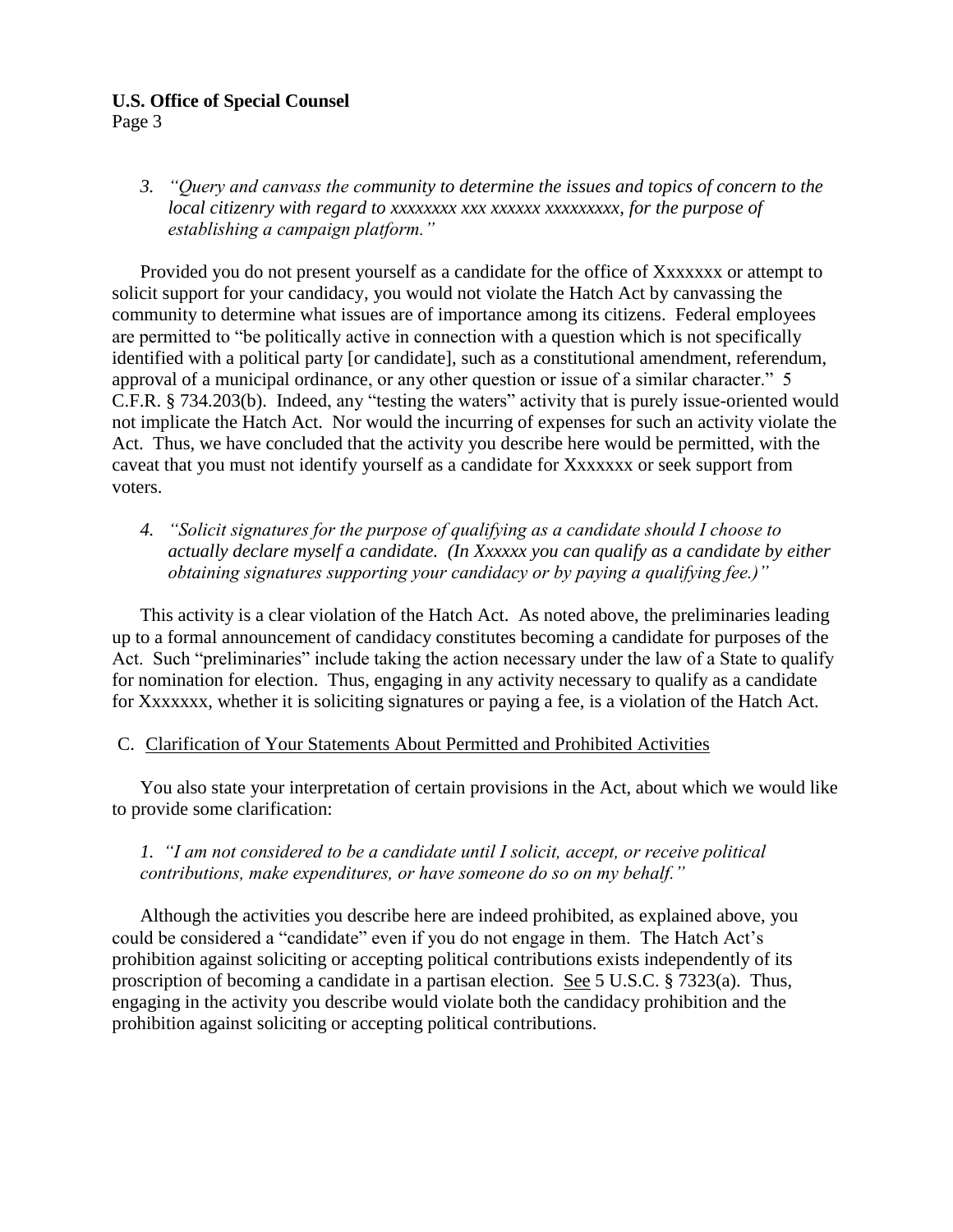3. *"Query and canvass the community to determine the issues and topics of concern to the local citizenry with regard to xxxxxxxx xxx xxxxxx xxxxxxxxx, for the purpose of establishing a campaign platform."*

Provided you do not present yourself as a candidate for the office of Xxxxxxx or attempt to solicit support for your candidacy, you would not violate the Hatch Act by canvassing the community to determine what issues are of importance among its citizens. Federal employees are permitted to "be politically active in connection with a question which is not specifically identified with a political party [or candidate], such as a constitutional amendment, referendum, approval of a municipal ordinance, or any other question or issue of a similar character." 5 C.F.R. § 734.203(b). Indeed, any "testing the waters" activity that is purely issue-oriented would not implicate the Hatch Act. Nor would the incurring of expenses for such an activity violate the Act. Thus, we have concluded that the activity you describe here would be permitted, with the caveat that you must not identify yourself as a candidate for Xxxxxxx or seek support from voters.

4. *"Solicit signatures for the purpose of qualifying as a candidate should I choose to actually declare myself a candidate. (In Xxxxxx you can qualify as a candidate by either obtaining signatures supporting your candidacy or by paying a qualifying fee.)"*

This activity is a clear violation of the Hatch Act. As noted above, the preliminaries leading up to a formal announcement of candidacy constitutes becoming a candidate for purposes of the Act. Such "preliminaries" include taking the action necessary under the law of a State to qualify for nomination for election. Thus, engaging in any activity necessary to qualify as a candidate for Xxxxxxx, whether it is soliciting signatures or paying a fee, is a violation of the Hatch Act.

C. Clarification of Your Statements About Permitted and Prohibited Activities

You also state your interpretation of certain provisions in the Act, about which we would like to provide some clarification:

1. *"I am not considered to be a candidate until I solicit, accept, or receive political contributions, make expenditures, or have someone do so on my behalf."*

Although the activities you describe here are indeed prohibited, as explained above, you could be considered a "candidate" even if you do not engage in them. The Hatch Act's prohibition against soliciting or accepting political contributions exists independently of its proscription of becoming a candidate in a partisan election. See 5 U.S.C. § 7323(a). Thus, engaging in the activity you describe would violate both the candidacy prohibition and the prohibition against soliciting or accepting political contributions.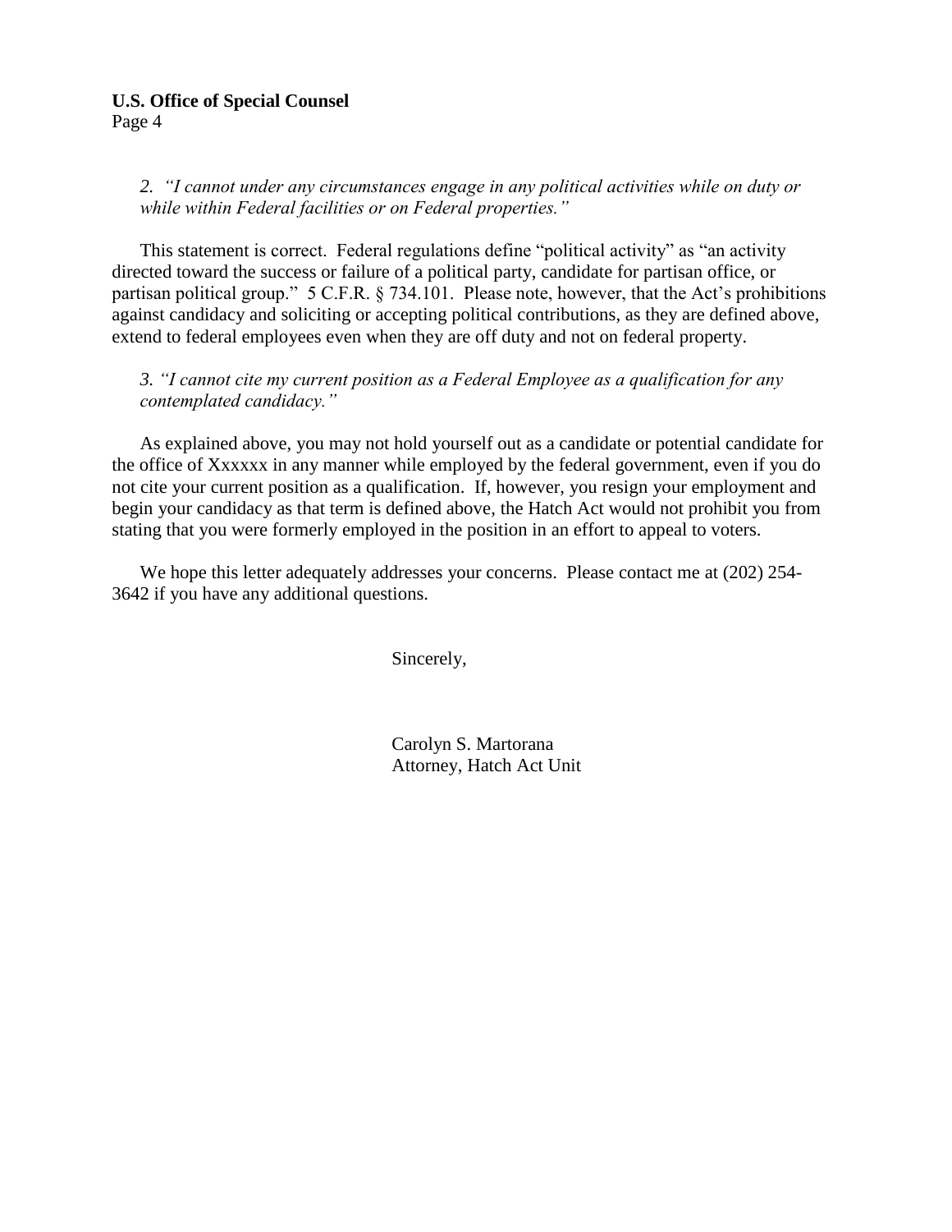*2. "I cannot under any circumstances engage in any political activities while on duty or while within Federal facilities or on Federal properties."*

This statement is correct. Federal regulations define "political activity" as "an activity directed toward the success or failure of a political party, candidate for partisan office, or partisan political group." 5 C.F.R. § 734.101. Please note, however, that the Act's prohibitions against candidacy and soliciting or accepting political contributions, as they are defined above, extend to federal employees even when they are off duty and not on federal property.

*3. "I cannot cite my current position as a Federal Employee as a qualification for any contemplated candidacy."*

As explained above, you may not hold yourself out as a candidate or potential candidate for the office of Xxxxxx in any manner while employed by the federal government, even if you do not cite your current position as a qualification. If, however, you resign your employment and begin your candidacy as that term is defined above, the Hatch Act would not prohibit you from stating that you were formerly employed in the position in an effort to appeal to voters.

We hope this letter adequately addresses your concerns. Please contact me at (202) 254-3642 if you have any additional questions.

Sincerely,

Carolyn S. Martorana
Attorney, Hatch Act Unit